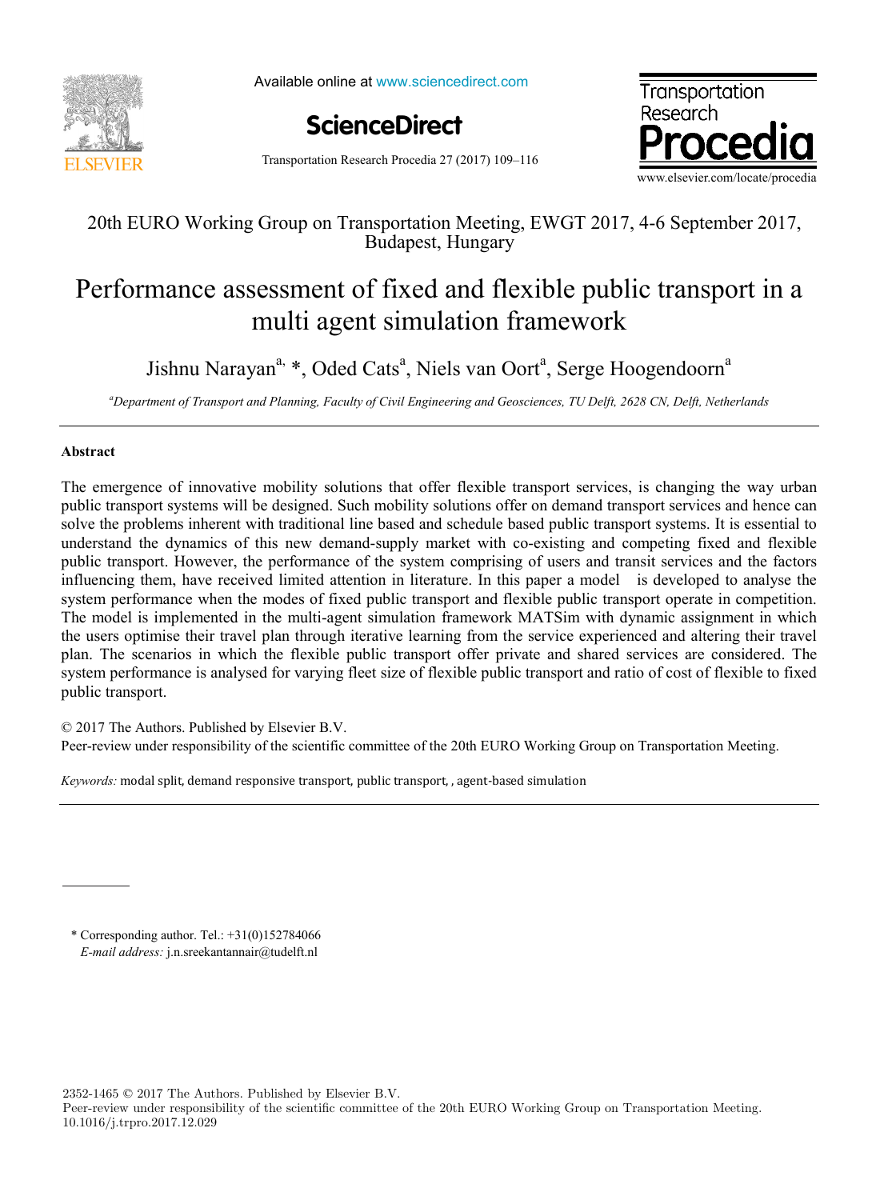20th EURO Working Group on Transportation Meeting, EWGT 2017, 4-6 September 2017, Budapest, Hungary

# Performance assessment of fixed and flexible public transport in a multi agent simulation framework

Jishnu Narayan[a,] *, Oded Cats[a], Niels van Oort[a], Serge Hoogendoorn[a]

[a]*Department of Transport and Planning, Faculty of Civil Engineering and Geosciences, TU Delft, 2628 CN, Delft, Netherlands*

---

## Abstract

The emergence of innovative mobility solutions that offer flexible transport services, is changing the way urban public transport systems will be designed. Such mobility solutions offer on demand transport services and hence can solve the problems inherent with traditional line based and schedule based public transport systems. It is essential to understand the dynamics of this new demand-supply market with co-existing and competing fixed and flexible public transport. However, the performance of the system comprising of users and transit services and the factors influencing them, have received limited attention in literature. In this paper a model is developed to analyse the system performance when the modes of fixed public transport and flexible public transport operate in competition. The model is implemented in the multi-agent simulation framework MATSim with dynamic assignment in which the users optimise their travel plan through iterative learning from the service experienced and altering their travel plan. The scenarios in which the flexible public transport offer private and shared services are considered. The system performance is analysed for varying fleet size of flexible public transport and ratio of cost of flexible to fixed public transport.

© 2017 The Authors. Published by Elsevier B.V.
Peer-review under responsibility of the scientific committee of the 20th EURO Working Group on Transportation Meeting.

*Keywords:* modal split, demand responsive transport, public transport, , agent-based simulation

---

\* Corresponding author. Tel.: +31(0)152784066
*E-mail address:* j.n.sreekantannair@tudelft.nl

2352-1465 © 2017 The Authors. Published by Elsevier B.V.
Peer-review under responsibility of the scientific committee of the 20th EURO Working Group on Transportation Meeting.
10.1016/j.trpro.2017.12.029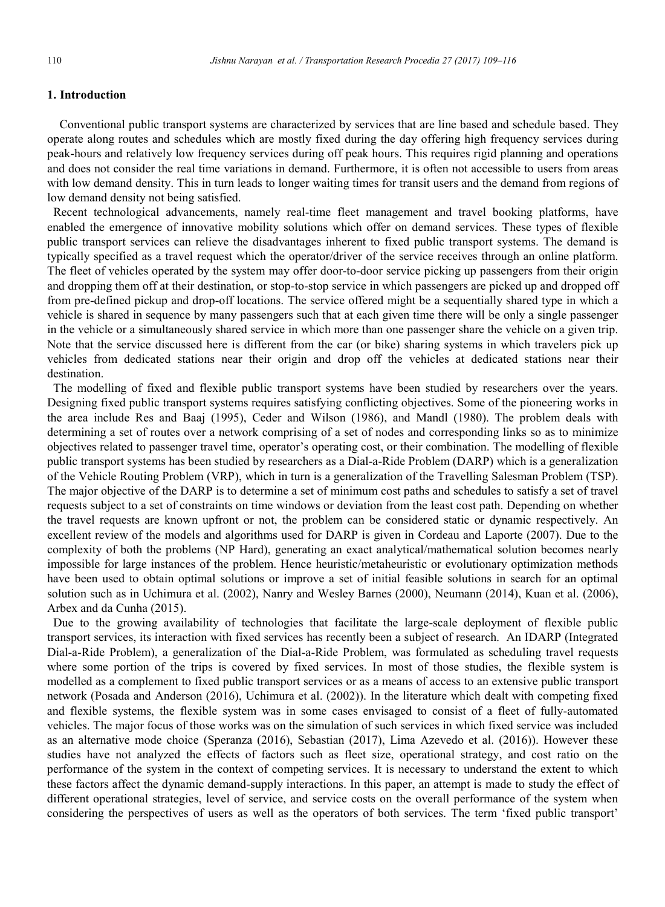## 1. Introduction

Conventional public transport systems are characterized by services that are line based and schedule based. They operate along routes and schedules which are mostly fixed during the day offering high frequency services during peak-hours and relatively low frequency services during off peak hours. This requires rigid planning and operations and does not consider the real time variations in demand. Furthermore, it is often not accessible to users from areas with low demand density. This in turn leads to longer waiting times for transit users and the demand from regions of low demand density not being satisfied.

Recent technological advancements, namely real-time fleet management and travel booking platforms, have enabled the emergence of innovative mobility solutions which offer on demand services. These types of flexible public transport services can relieve the disadvantages inherent to fixed public transport systems. The demand is typically specified as a travel request which the operator/driver of the service receives through an online platform. The fleet of vehicles operated by the system may offer door-to-door service picking up passengers from their origin and dropping them off at their destination, or stop-to-stop service in which passengers are picked up and dropped off from pre-defined pickup and drop-off locations. The service offered might be a sequentially shared type in which a vehicle is shared in sequence by many passengers such that at each given time there will be only a single passenger in the vehicle or a simultaneously shared service in which more than one passenger share the vehicle on a given trip. Note that the service discussed here is different from the car (or bike) sharing systems in which travelers pick up vehicles from dedicated stations near their origin and drop off the vehicles at dedicated stations near their destination.

The modelling of fixed and flexible public transport systems have been studied by researchers over the years. Designing fixed public transport systems requires satisfying conflicting objectives. Some of the pioneering works in the area include Res and Baaj (1995), Ceder and Wilson (1986), and Mandl (1980). The problem deals with determining a set of routes over a network comprising of a set of nodes and corresponding links so as to minimize objectives related to passenger travel time, operator's operating cost, or their combination. The modelling of flexible public transport systems has been studied by researchers as a Dial-a-Ride Problem (DARP) which is a generalization of the Vehicle Routing Problem (VRP), which in turn is a generalization of the Travelling Salesman Problem (TSP). The major objective of the DARP is to determine a set of minimum cost paths and schedules to satisfy a set of travel requests subject to a set of constraints on time windows or deviation from the least cost path. Depending on whether the travel requests are known upfront or not, the problem can be considered static or dynamic respectively. An excellent review of the models and algorithms used for DARP is given in Cordeau and Laporte (2007). Due to the complexity of both the problems (NP Hard), generating an exact analytical/mathematical solution becomes nearly impossible for large instances of the problem. Hence heuristic/metaheuristic or evolutionary optimization methods have been used to obtain optimal solutions or improve a set of initial feasible solutions in search for an optimal solution such as in Uchimura et al. (2002), Nanry and Wesley Barnes (2000), Neumann (2014), Kuan et al. (2006), Arbex and da Cunha (2015).

Due to the growing availability of technologies that facilitate the large-scale deployment of flexible public transport services, its interaction with fixed services has recently been a subject of research. An IDARP (Integrated Dial-a-Ride Problem), a generalization of the Dial-a-Ride Problem, was formulated as scheduling travel requests where some portion of the trips is covered by fixed services. In most of those studies, the flexible system is modelled as a complement to fixed public transport services or as a means of access to an extensive public transport network (Posada and Anderson (2016), Uchimura et al. (2002)). In the literature which dealt with competing fixed and flexible systems, the flexible system was in some cases envisaged to consist of a fleet of fully-automated vehicles. The major focus of those works was on the simulation of such services in which fixed service was included as an alternative mode choice (Speranza (2016), Sebastian (2017), Lima Azevedo et al. (2016)). However these studies have not analyzed the effects of factors such as fleet size, operational strategy, and cost ratio on the performance of the system in the context of competing services. It is necessary to understand the extent to which these factors affect the dynamic demand-supply interactions. In this paper, an attempt is made to study the effect of different operational strategies, level of service, and service costs on the overall performance of the system when considering the perspectives of users as well as the operators of both services. The term 'fixed public transport'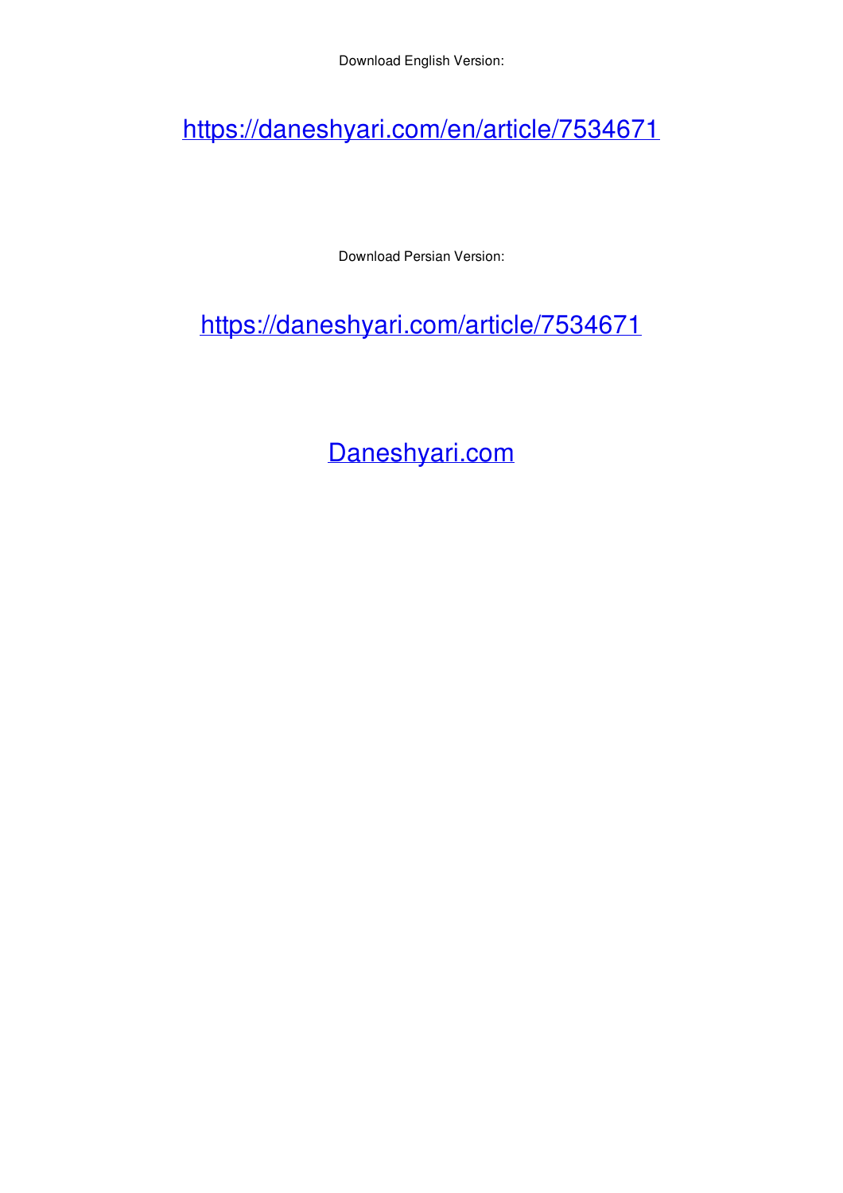Download English Version:

[https://daneshyari.com/en/article/7534671](https://daneshyari.com/en/article/7534671)

Download Persian Version:

[https://daneshyari.com/article/7534671](https://daneshyari.com/article/7534671)

[Daneshyari.com](https://daneshyari.com)